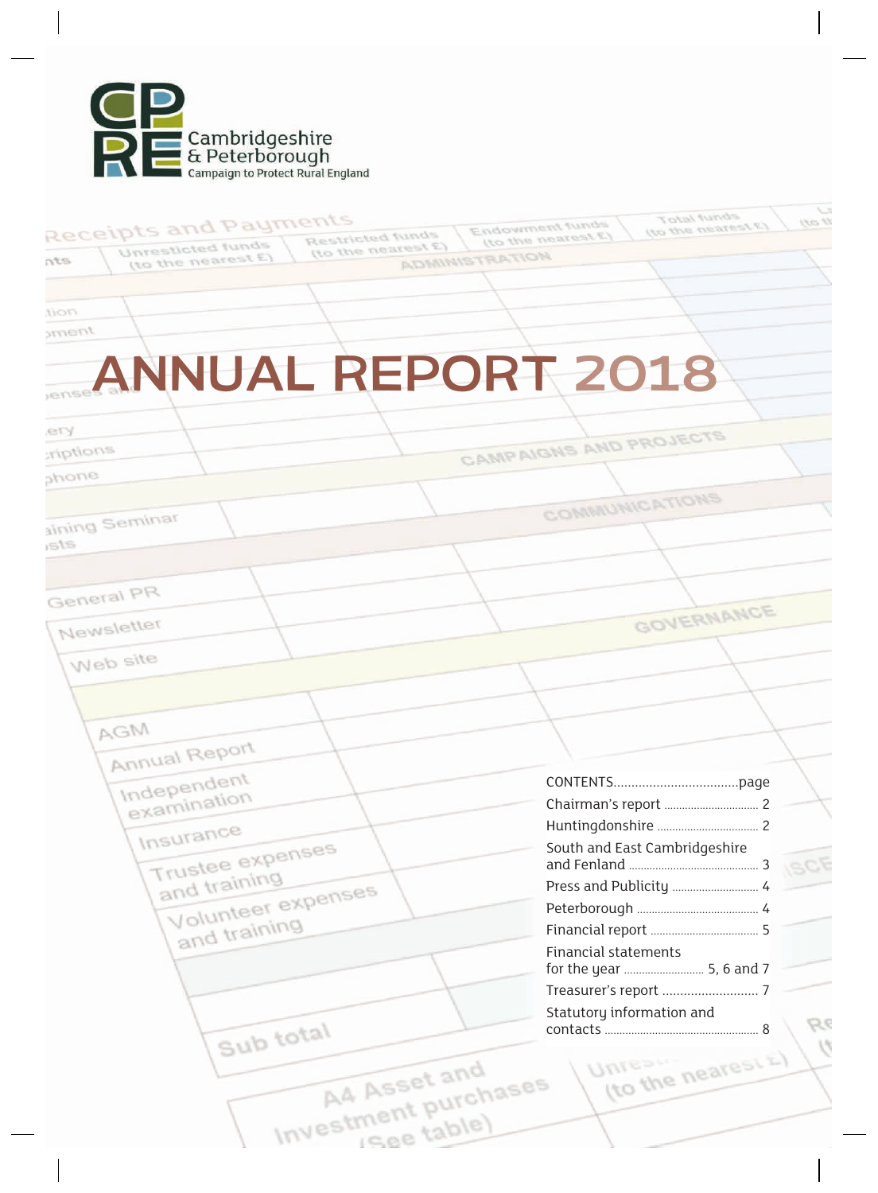CPRE Cambridgeshire & Peterborough
Campaign to Protect Rural England

# ANNUAL REPORT 2018

| CONTENTS | page |
|---|---|
| Chairman's report | 2 |
| Huntingdonshire | 2 |
| South and East Cambridgeshire and Fenland | 3 |
| Press and Publicity | 4 |
| Peterborough | 4 |
| Financial report | 5 |
| Financial statements for the year | 5, 6 and 7 |
| Treasurer's report | 7 |
| Statutory information and contacts | 8 |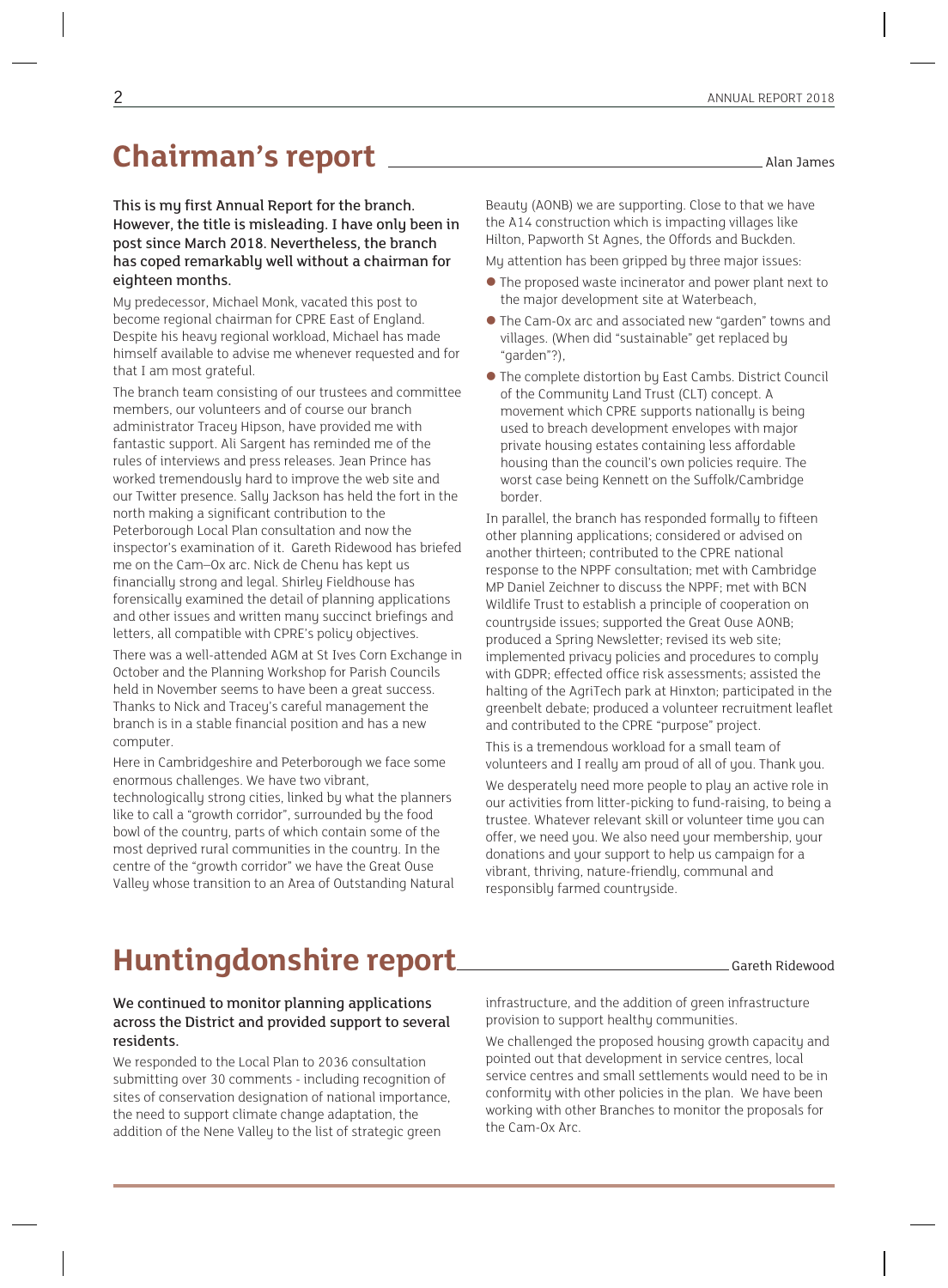# Chairman's report

Alan James

**This is my first Annual Report for the branch. However, the title is misleading. I have only been in post since March 2018. Nevertheless, the branch has coped remarkably well without a chairman for eighteen months.**

My predecessor, Michael Monk, vacated this post to become regional chairman for CPRE East of England. Despite his heavy regional workload, Michael has made himself available to advise me whenever requested and for that I am most grateful.

The branch team consisting of our trustees and committee members, our volunteers and of course our branch administrator Tracey Hipson, have provided me with fantastic support. Ali Sargent has reminded me of the rules of interviews and press releases. Jean Prince has worked tremendously hard to improve the web site and our Twitter presence. Sally Jackson has held the fort in the north making a significant contribution to the Peterborough Local Plan consultation and now the inspector's examination of it. Gareth Ridewood has briefed me on the Cam–Ox arc. Nick de Chenu has kept us financially strong and legal. Shirley Fieldhouse has forensically examined the detail of planning applications and other issues and written many succinct briefings and letters, all compatible with CPRE's policy objectives.

There was a well-attended AGM at St Ives Corn Exchange in October and the Planning Workshop for Parish Councils held in November seems to have been a great success. Thanks to Nick and Tracey's careful management the branch is in a stable financial position and has a new computer.

Here in Cambridgeshire and Peterborough we face some enormous challenges. We have two vibrant, technologically strong cities, linked by what the planners like to call a "growth corridor", surrounded by the food bowl of the country, parts of which contain some of the most deprived rural communities in the country. In the centre of the "growth corridor" we have the Great Ouse Valley whose transition to an Area of Outstanding Natural Beauty (AONB) we are supporting. Close to that we have the A14 construction which is impacting villages like Hilton, Papworth St Agnes, the Offords and Buckden.

My attention has been gripped by three major issues:

- The proposed waste incinerator and power plant next to the major development site at Waterbeach,
- The Cam-Ox arc and associated new "garden" towns and villages. (When did "sustainable" get replaced by "garden"?),
- The complete distortion by East Cambs. District Council of the Community Land Trust (CLT) concept. A movement which CPRE supports nationally is being used to breach development envelopes with major private housing estates containing less affordable housing than the council's own policies require. The worst case being Kennett on the Suffolk/Cambridge border.

In parallel, the branch has responded formally to fifteen other planning applications; considered or advised on another thirteen; contributed to the CPRE national response to the NPPF consultation; met with Cambridge MP Daniel Zeichner to discuss the NPPF; met with BCN Wildlife Trust to establish a principle of cooperation on countryside issues; supported the Great Ouse AONB; produced a Spring Newsletter; revised its web site; implemented privacy policies and procedures to comply with GDPR; effected office risk assessments; assisted the halting of the AgriTech park at Hinxton; participated in the greenbelt debate; produced a volunteer recruitment leaflet and contributed to the CPRE "purpose" project.

This is a tremendous workload for a small team of volunteers and I really am proud of all of you. Thank you.

We desperately need more people to play an active role in our activities from litter-picking to fund-raising, to being a trustee. Whatever relevant skill or volunteer time you can offer, we need you. We also need your membership, your donations and your support to help us campaign for a vibrant, thriving, nature-friendly, communal and responsibly farmed countryside.

# Huntingdonshire report

Gareth Ridewood

**We continued to monitor planning applications across the District and provided support to several residents.**

We responded to the Local Plan to 2036 consultation submitting over 30 comments - including recognition of sites of conservation designation of national importance, the need to support climate change adaptation, the addition of the Nene Valley to the list of strategic green infrastructure, and the addition of green infrastructure provision to support healthy communities.

We challenged the proposed housing growth capacity and pointed out that development in service centres, local service centres and small settlements would need to be in conformity with other policies in the plan. We have been working with other Branches to monitor the proposals for the Cam-Ox Arc.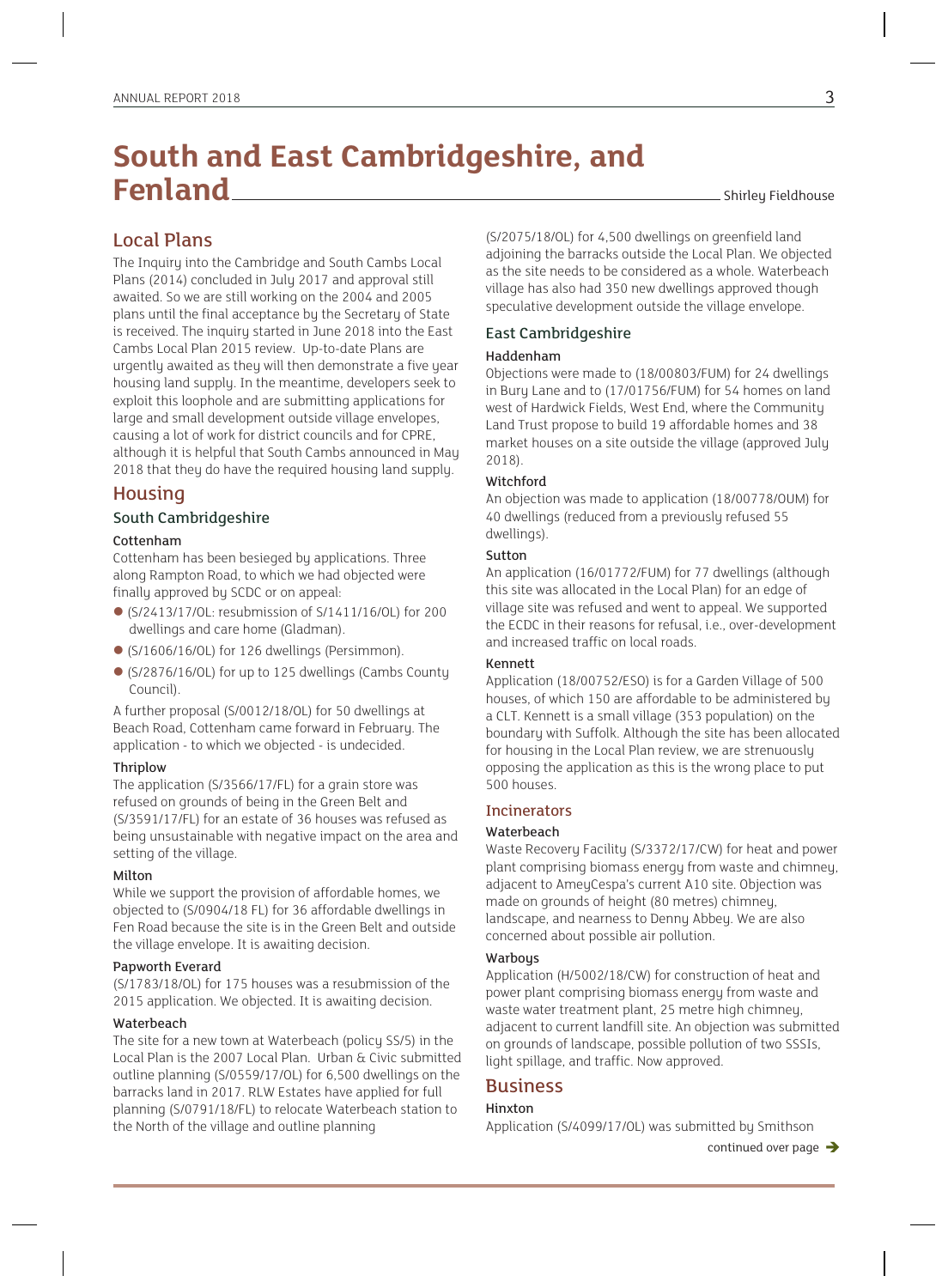# South and East Cambridgeshire, and Fenland

Shirley Fieldhouse

## Local Plans

The Inquiry into the Cambridge and South Cambs Local Plans (2014) concluded in July 2017 and approval still awaited. So we are still working on the 2004 and 2005 plans until the final acceptance by the Secretary of State is received. The inquiry started in June 2018 into the East Cambs Local Plan 2015 review. Up-to-date Plans are urgently awaited as they will then demonstrate a five year housing land supply. In the meantime, developers seek to exploit this loophole and are submitting applications for large and small development outside village envelopes, causing a lot of work for district councils and for CPRE, although it is helpful that South Cambs announced in May 2018 that they do have the required housing land supply.

## Housing

### South Cambridgeshire

#### Cottenham

Cottenham has been besieged by applications. Three along Rampton Road, to which we had objected were finally approved by SCDC or on appeal:

- (S/2413/17/OL: resubmission of S/1411/16/OL) for 200 dwellings and care home (Gladman).
- (S/1606/16/OL) for 126 dwellings (Persimmon).
- (S/2876/16/OL) for up to 125 dwellings (Cambs County Council).

A further proposal (S/0012/18/OL) for 50 dwellings at Beach Road, Cottenham came forward in February. The application - to which we objected - is undecided.

#### Thriplow

The application (S/3566/17/FL) for a grain store was refused on grounds of being in the Green Belt and (S/3591/17/FL) for an estate of 36 houses was refused as being unsustainable with negative impact on the area and setting of the village.

#### Milton

While we support the provision of affordable homes, we objected to (S/0904/18 FL) for 36 affordable dwellings in Fen Road because the site is in the Green Belt and outside the village envelope. It is awaiting decision.

#### Papworth Everard

(S/1783/18/OL) for 175 houses was a resubmission of the 2015 application. We objected. It is awaiting decision.

#### Waterbeach

The site for a new town at Waterbeach (policy SS/5) in the Local Plan is the 2007 Local Plan. Urban & Civic submitted outline planning (S/0559/17/OL) for 6,500 dwellings on the barracks land in 2017. RLW Estates have applied for full planning (S/0791/18/FL) to relocate Waterbeach station to the North of the village and outline planning (S/2075/18/OL) for 4,500 dwellings on greenfield land adjoining the barracks outside the Local Plan. We objected as the site needs to be considered as a whole. Waterbeach village has also had 350 new dwellings approved though speculative development outside the village envelope.

### East Cambridgeshire

#### Haddenham

Objections were made to (18/00803/FUM) for 24 dwellings in Bury Lane and to (17/01756/FUM) for 54 homes on land west of Hardwick Fields, West End, where the Community Land Trust propose to build 19 affordable homes and 38 market houses on a site outside the village (approved July 2018).

#### Witchford

An objection was made to application (18/00778/OUM) for 40 dwellings (reduced from a previously refused 55 dwellings).

#### Sutton

An application (16/01772/FUM) for 77 dwellings (although this site was allocated in the Local Plan) for an edge of village site was refused and went to appeal. We supported the ECDC in their reasons for refusal, i.e., over-development and increased traffic on local roads.

#### Kennett

Application (18/00752/ESO) is for a Garden Village of 500 houses, of which 150 are affordable to be administered by a CLT. Kennett is a small village (353 population) on the boundary with Suffolk. Although the site has been allocated for housing in the Local Plan review, we are strenuously opposing the application as this is the wrong place to put 500 houses.

## Incinerators

#### Waterbeach

Waste Recovery Facility (S/3372/17/CW) for heat and power plant comprising biomass energy from waste and chimney, adjacent to AmeyCespa's current A10 site. Objection was made on grounds of height (80 metres) chimney, landscape, and nearness to Denny Abbey. We are also concerned about possible air pollution.

#### Warboys

Application (H/5002/18/CW) for construction of heat and power plant comprising biomass energy from waste and waste water treatment plant, 25 metre high chimney, adjacent to current landfill site. An objection was submitted on grounds of landscape, possible pollution of two SSSIs, light spillage, and traffic. Now approved.

## Business

#### Hinxton

Application (S/4099/17/OL) was submitted by Smithson

continued over page ➔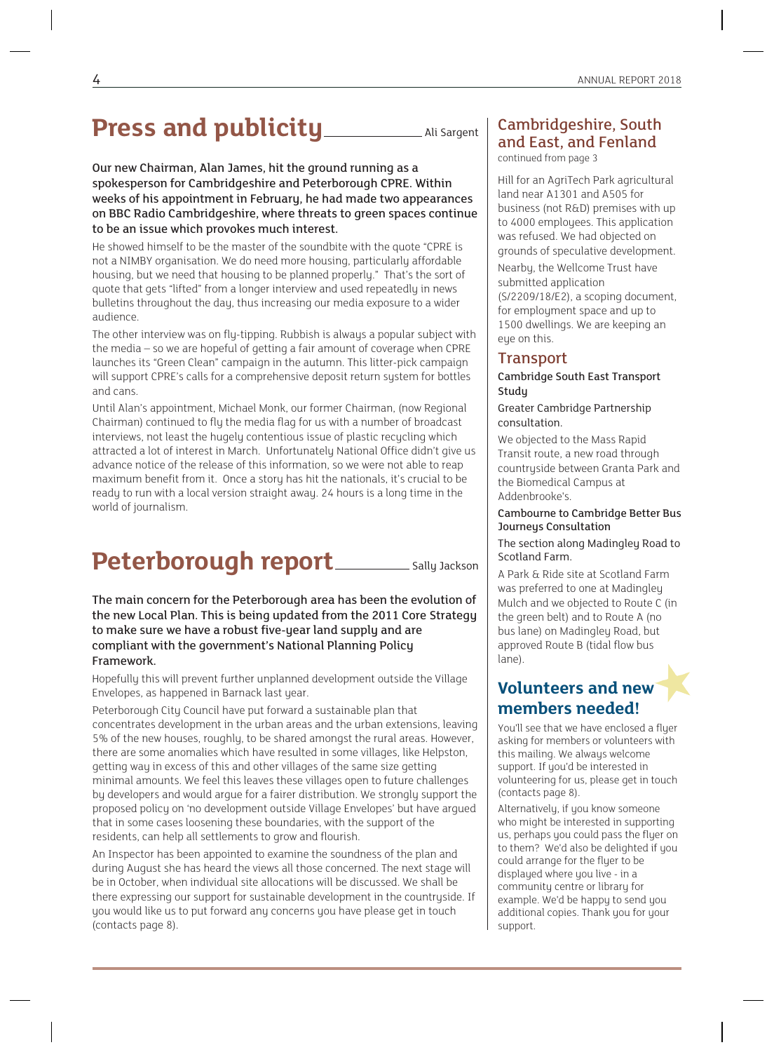## Press and publicity

Ali Sargent

**Our new Chairman, Alan James, hit the ground running as a spokesperson for Cambridgeshire and Peterborough CPRE. Within weeks of his appointment in February, he had made two appearances on BBC Radio Cambridgeshire, where threats to green spaces continue to be an issue which provokes much interest.**

He showed himself to be the master of the soundbite with the quote "CPRE is not a NIMBY organisation. We do need more housing, particularly affordable housing, but we need that housing to be planned properly." That's the sort of quote that gets "lifted" from a longer interview and used repeatedly in news bulletins throughout the day, thus increasing our media exposure to a wider audience.

The other interview was on fly-tipping. Rubbish is always a popular subject with the media – so we are hopeful of getting a fair amount of coverage when CPRE launches its "Green Clean" campaign in the autumn. This litter-pick campaign will support CPRE's calls for a comprehensive deposit return system for bottles and cans.

Until Alan's appointment, Michael Monk, our former Chairman, (now Regional Chairman) continued to fly the media flag for us with a number of broadcast interviews, not least the hugely contentious issue of plastic recycling which attracted a lot of interest in March. Unfortunately National Office didn't give us advance notice of the release of this information, so we were not able to reap maximum benefit from it. Once a story has hit the nationals, it's crucial to be ready to run with a local version straight away. 24 hours is a long time in the world of journalism.

## Peterborough report

Sally Jackson

**The main concern for the Peterborough area has been the evolution of the new Local Plan. This is being updated from the 2011 Core Strategy to make sure we have a robust five-year land supply and are compliant with the government's National Planning Policy Framework.**

Hopefully this will prevent further unplanned development outside the Village Envelopes, as happened in Barnack last year.

Peterborough City Council have put forward a sustainable plan that concentrates development in the urban areas and the urban extensions, leaving 5% of the new houses, roughly, to be shared amongst the rural areas. However, there are some anomalies which have resulted in some villages, like Helpston, getting way in excess of this and other villages of the same size getting minimal amounts. We feel this leaves these villages open to future challenges by developers and would argue for a fairer distribution. We strongly support the proposed policy on 'no development outside Village Envelopes' but have argued that in some cases loosening these boundaries, with the support of the residents, can help all settlements to grow and flourish.

An Inspector has been appointed to examine the soundness of the plan and during August she has heard the views all those concerned. The next stage will be in October, when individual site allocations will be discussed. We shall be there expressing our support for sustainable development in the countryside. If you would like us to put forward any concerns you have please get in touch (contacts page 8).

## Cambridgeshire, South and East, and Fenland

continued from page 3

Hill for an AgriTech Park agricultural land near A1301 and A505 for business (not R&D) premises with up to 4000 employees. This application was refused. We had objected on grounds of speculative development.

Nearby, the Wellcome Trust have submitted application (S/2209/18/E2), a scoping document, for employment space and up to 1500 dwellings. We are keeping an eye on this.

### Transport

**Cambridge South East Transport Study**

Greater Cambridge Partnership consultation.

We objected to the Mass Rapid Transit route, a new road through countryside between Granta Park and the Biomedical Campus at Addenbrooke's.

**Cambourne to Cambridge Better Bus Journeys Consultation**

The section along Madingley Road to Scotland Farm.

A Park & Ride site at Scotland Farm was preferred to one at Madingley Mulch and we objected to Route C (in the green belt) and to Route A (no bus lane) on Madingley Road, but approved Route B (tidal flow bus lane).

## Volunteers and new members needed!

You'll see that we have enclosed a flyer asking for members or volunteers with this mailing. We always welcome support. If you'd be interested in volunteering for us, please get in touch (contacts page 8).

Alternatively, if you know someone who might be interested in supporting us, perhaps you could pass the flyer on to them? We'd also be delighted if you could arrange for the flyer to be displayed where you live - in a community centre or library for example. We'd be happy to send you additional copies. Thank you for your support.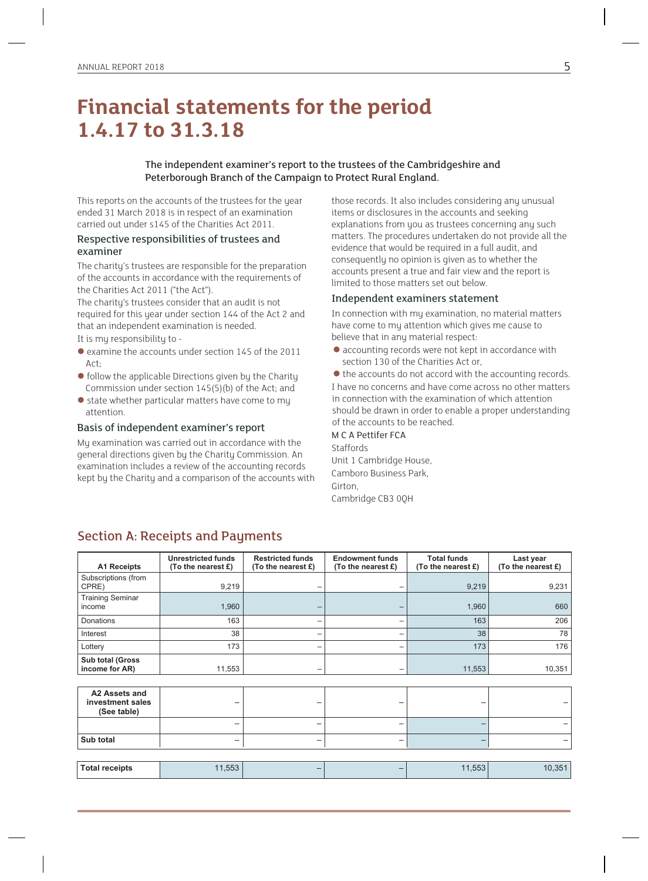# Financial statements for the period 1.4.17 to 31.3.18

**The independent examiner's report to the trustees of the Cambridgeshire and Peterborough Branch of the Campaign to Protect Rural England.**

This reports on the accounts of the trustees for the year ended 31 March 2018 is in respect of an examination carried out under s145 of the Charities Act 2011.

### Respective responsibilities of trustees and examiner

The charity's trustees are responsible for the preparation of the accounts in accordance with the requirements of the Charities Act 2011 ("the Act").

The charity's trustees consider that an audit is not required for this year under section 144 of the Act 2 and that an independent examination is needed.

It is my responsibility to -

- examine the accounts under section 145 of the 2011 Act;
- follow the applicable Directions given by the Charity Commission under section 145(5)(b) of the Act; and
- state whether particular matters have come to my attention.

### Basis of independent examiner's report

My examination was carried out in accordance with the general directions given by the Charity Commission. An examination includes a review of the accounting records kept by the Charity and a comparison of the accounts with those records. It also includes considering any unusual items or disclosures in the accounts and seeking explanations from you as trustees concerning any such matters. The procedures undertaken do not provide all the evidence that would be required in a full audit, and consequently no opinion is given as to whether the accounts present a true and fair view and the report is limited to those matters set out below.

### Independent examiners statement

In connection with my examination, no material matters have come to my attention which gives me cause to believe that in any material respect:

- accounting records were not kept in accordance with section 130 of the Charities Act or,
- the accounts do not accord with the accounting records.

I have no concerns and have come across no other matters in connection with the examination of which attention should be drawn in order to enable a proper understanding of the accounts to be reached.

M C A Pettifer FCA
Staffords
Unit 1 Cambridge House,
Camboro Business Park,
Girton,
Cambridge CB3 0QH

## Section A: Receipts and Payments

| A1 Receipts | Unrestricted funds (To the nearest £) | Restricted funds (To the nearest £) | Endowment funds (To the nearest £) | Total funds (To the nearest £) | Last year (To the nearest £) |
|---|---|---|---|---|---|
| Subscriptions (from CPRE) | 9,219 | – | – | 9,219 | 9,231 |
| Training Seminar income | 1,960 | – | – | 1,960 | 660 |
| Donations | 163 | – | – | 163 | 206 |
| Interest | 38 | – | – | 38 | 78 |
| Lottery | 173 | – | – | 173 | 176 |
| **Sub total (Gross income for AR)** | 11,553 | – | – | 11,553 | 10,351 |
| **A2 Assets and investment sales (See table)** | – | – | – | – | – |
| | – | – | – | – | – |
| **Sub total** | – | – | – | – | – |
| **Total receipts** | 11,553 | – | – | 11,553 | 10,351 |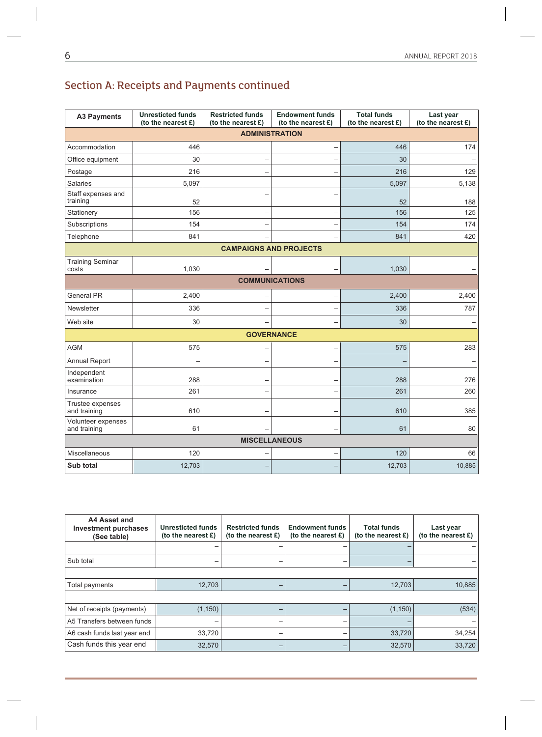## Section A: Receipts and Payments continued

| A3 Payments | Unresticted funds (to the nearest £) | Restricted funds (to the nearest £) | Endowment funds (to the nearest £) | Total funds (to the nearest £) | Last year (to the nearest £) |
|---|---|---|---|---|---|
| **ADMINISTRATION** | | | | | |
| Accommodation | 446 | | – | 446 | 174 |
| Office equipment | 30 | – | – | 30 | – |
| Postage | 216 | – | – | 216 | 129 |
| Salaries | 5,097 | – | – | 5,097 | 5,138 |
| Staff expenses and training | 52 | – | – | 52 | 188 |
| Stationery | 156 | – | – | 156 | 125 |
| Subscriptions | 154 | – | – | 154 | 174 |
| Telephone | 841 | – | – | 841 | 420 |
| **CAMPAIGNS AND PROJECTS** | | | | | |
| Training Seminar costs | 1,030 | – | – | 1,030 | – |
| **COMMUNICATIONS** | | | | | |
| General PR | 2,400 | – | – | 2,400 | 2,400 |
| Newsletter | 336 | – | – | 336 | 787 |
| Web site | 30 | – | – | 30 | – |
| **GOVERNANCE** | | | | | |
| AGM | 575 | – | – | 575 | 283 |
| Annual Report | – | – | – | – | – |
| Independent examination | 288 | – | – | 288 | 276 |
| Insurance | 261 | – | – | 261 | 260 |
| Trustee expenses and training | 610 | – | – | 610 | 385 |
| Volunteer expenses and training | 61 | – | – | 61 | 80 |
| **MISCELLANEOUS** | | | | | |
| Miscellaneous | 120 | – | – | 120 | 66 |
| **Sub total** | 12,703 | – | – | 12,703 | 10,885 |

| A4 Asset and Investment purchases (See table) | Unresticted funds (to the nearest £) | Restricted funds (to the nearest £) | Endowment funds (to the nearest £) | Total funds (to the nearest £) | Last year (to the nearest £) |
|---|---|---|---|---|---|
| | – | – | – | – | – |
| Sub total | – | – | – | – | – |
| | | | | | |
| Total payments | 12,703 | – | – | 12,703 | 10,885 |
| | | | | | |
| Net of receipts (payments) | (1,150) | – | – | (1,150) | (534) |
| A5 Transfers between funds | – | – | – | – | – |
| A6 cash funds last year end | 33,720 | – | – | 33,720 | 34,254 |
| Cash funds this year end | 32,570 | – | – | 32,570 | 33,720 |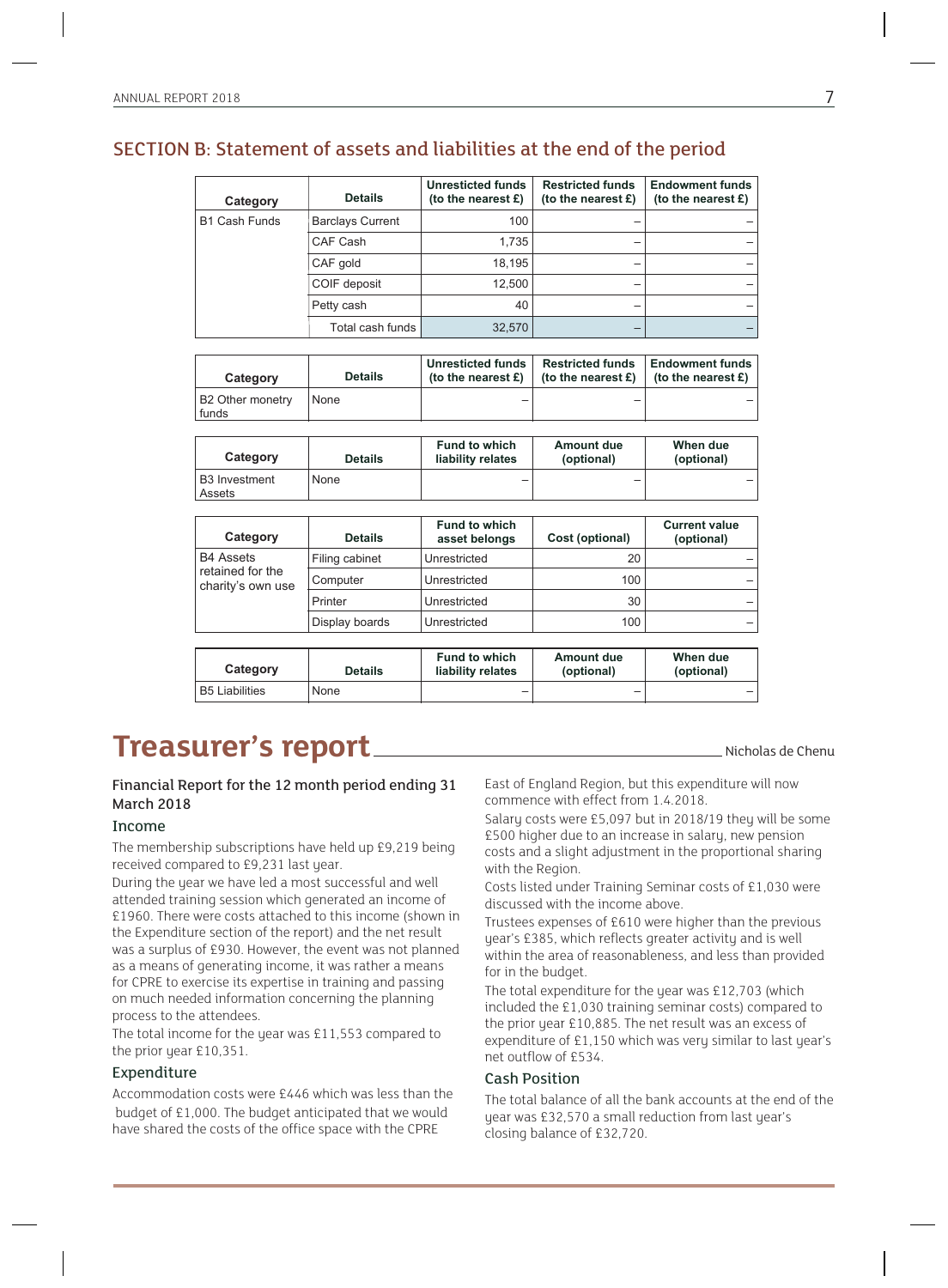## SECTION B: Statement of assets and liabilities at the end of the period

| Category | Details | Unresticted funds (to the nearest £) | Restricted funds (to the nearest £) | Endowment funds (to the nearest £) |
|---|---|---|---|---|
| B1 Cash Funds | Barclays Current | 100 | – | – |
| | CAF Cash | 1,735 | – | – |
| | CAF gold | 18,195 | – | – |
| | COIF deposit | 12,500 | – | – |
| | Petty cash | 40 | – | – |
| | Total cash funds | 32,570 | – | – |

| Category | Details | Unresticted funds (to the nearest £) | Restricted funds (to the nearest £) | Endowment funds (to the nearest £) |
|---|---|---|---|---|
| B2 Other monetry funds | None | – | – | – |

| Category | Details | Fund to which liability relates | Amount due (optional) | When due (optional) |
|---|---|---|---|---|
| B3 Investment Assets | None | – | – | – |

| Category | Details | Fund to which asset belongs | Cost (optional) | Current value (optional) |
|---|---|---|---|---|
| B4 Assets retained for the charity's own use | Filing cabinet | Unrestricted | 20 | – |
| | Computer | Unrestricted | 100 | – |
| | Printer | Unrestricted | 30 | – |
| | Display boards | Unrestricted | 100 | – |

| Category | Details | Fund to which liability relates | Amount due (optional) | When due (optional) |
|---|---|---|---|---|
| B5 Liabilities | None | – | – | – |

# Treasurer's report

Nicholas de Chenu

### Financial Report for the 12 month period ending 31 March 2018

### Income

The membership subscriptions have held up £9,219 being received compared to £9,231 last year.

During the year we have led a most successful and well attended training session which generated an income of £1960. There were costs attached to this income (shown in the Expenditure section of the report) and the net result was a surplus of £930. However, the event was not planned as a means of generating income, it was rather a means for CPRE to exercise its expertise in training and passing on much needed information concerning the planning process to the attendees.

The total income for the year was £11,553 compared to the prior year £10,351.

### Expenditure

Accommodation costs were £446 which was less than the budget of £1,000. The budget anticipated that we would have shared the costs of the office space with the CPRE East of England Region, but this expenditure will now commence with effect from 1.4.2018.

Salary costs were £5,097 but in 2018/19 they will be some £500 higher due to an increase in salary, new pension costs and a slight adjustment in the proportional sharing with the Region.

Costs listed under Training Seminar costs of £1,030 were discussed with the income above.

Trustees expenses of £610 were higher than the previous year's £385, which reflects greater activity and is well within the area of reasonableness, and less than provided for in the budget.

The total expenditure for the year was £12,703 (which included the £1,030 training seminar costs) compared to the prior year £10,885. The net result was an excess of expenditure of £1,150 which was very similar to last year's net outflow of £534.

### Cash Position

The total balance of all the bank accounts at the end of the year was £32,570 a small reduction from last year's closing balance of £32,720.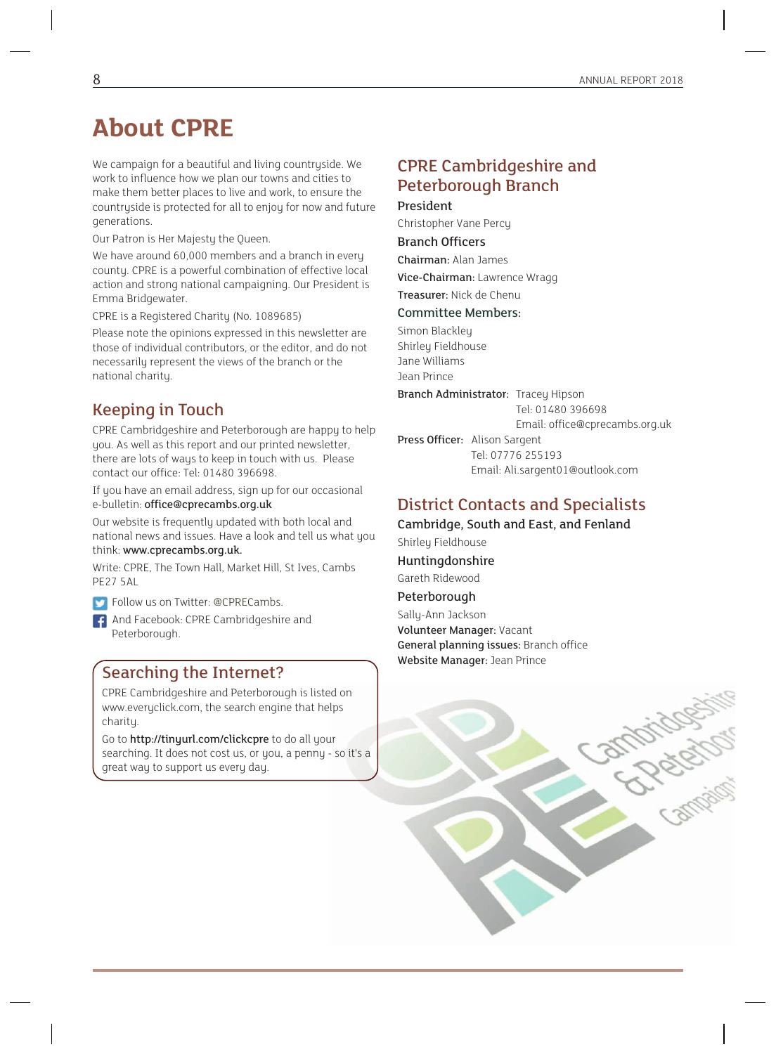# About CPRE

We campaign for a beautiful and living countryside. We work to influence how we plan our towns and cities to make them better places to live and work, to ensure the countryside is protected for all to enjoy for now and future generations.

Our Patron is Her Majesty the Queen.

We have around 60,000 members and a branch in every county. CPRE is a powerful combination of effective local action and strong national campaigning. Our President is Emma Bridgewater.

CPRE is a Registered Charity (No. 1089685)

Please note the opinions expressed in this newsletter are those of individual contributors, or the editor, and do not necessarily represent the views of the branch or the national charity.

## Keeping in Touch

CPRE Cambridgeshire and Peterborough are happy to help you. As well as this report and our printed newsletter, there are lots of ways to keep in touch with us. Please contact our office: Tel: 01480 396698.

If you have an email address, sign up for our occasional e-bulletin: **office@cprecambs.org.uk**

Our website is frequently updated with both local and national news and issues. Have a look and tell us what you think: **www.cprecambs.org.uk.**

Write: CPRE, The Town Hall, Market Hill, St Ives, Cambs PE27 5AL

Follow us on Twitter: @CPRECambs.

And Facebook: CPRE Cambridgeshire and Peterborough.

## Searching the Internet?

CPRE Cambridgeshire and Peterborough is listed on www.everyclick.com, the search engine that helps charity.

Go to **http://tinyurl.com/clickcpre** to do all your searching. It does not cost us, or you, a penny - so it's a great way to support us every day.

## CPRE Cambridgeshire and Peterborough Branch

### President

Christopher Vane Percy

### Branch Officers

**Chairman:** Alan James

**Vice-Chairman:** Lawrence Wragg

**Treasurer:** Nick de Chenu

### Committee Members:

Simon Blackley
Shirley Fieldhouse
Jane Williams
Jean Prince

**Branch Administrator:** Tracey Hipson
Tel: 01480 396698
Email: office@cprecambs.org.uk

**Press Officer:** Alison Sargent
Tel: 07776 255193
Email: Ali.sargent01@outlook.com

## District Contacts and Specialists

### Cambridge, South and East, and Fenland

Shirley Fieldhouse

### Huntingdonshire

Gareth Ridewood

### Peterborough

Sally-Ann Jackson

**Volunteer Manager:** Vacant

**General planning issues:** Branch office

**Website Manager:** Jean Prince